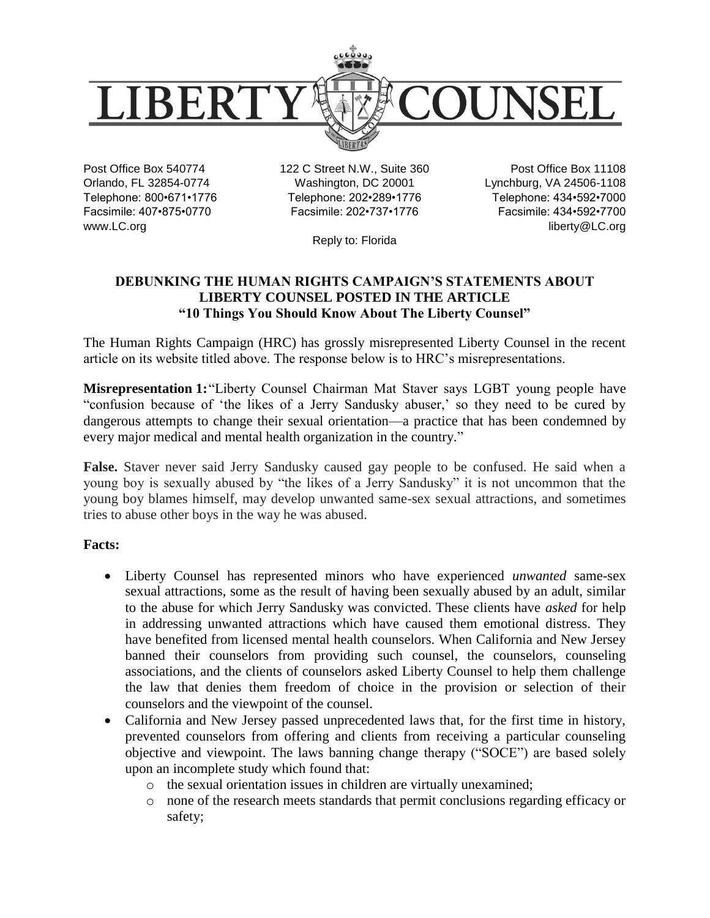# LIBERTY COUNSEL

Post Office Box 540774
Orlando, FL 32854-0774
Telephone: 800•671•1776
Facsimile: 407•875•0770
www.LC.org

122 C Street N.W., Suite 360
Washington, DC 20001
Telephone: 202•289•1776
Facsimile: 202•737•1776

Post Office Box 11108
Lynchburg, VA 24506-1108
Telephone: 434•592•7000
Facsimile: 434•592•7700
liberty@LC.org

Reply to: Florida

## DEBUNKING THE HUMAN RIGHTS CAMPAIGN'S STATEMENTS ABOUT LIBERTY COUNSEL POSTED IN THE ARTICLE "10 Things You Should Know About The Liberty Counsel"

The Human Rights Campaign (HRC) has grossly misrepresented Liberty Counsel in the recent article on its website titled above. The response below is to HRC's misrepresentations.

**Misrepresentation 1:** "Liberty Counsel Chairman Mat Staver says LGBT young people have "confusion because of 'the likes of a Jerry Sandusky abuser,' so they need to be cured by dangerous attempts to change their sexual orientation—a practice that has been condemned by every major medical and mental health organization in the country."

**False.** Staver never said Jerry Sandusky caused gay people to be confused. He said when a young boy is sexually abused by "the likes of a Jerry Sandusky" it is not uncommon that the young boy blames himself, may develop unwanted same-sex sexual attractions, and sometimes tries to abuse other boys in the way he was abused.

**Facts:**

- Liberty Counsel has represented minors who have experienced *unwanted* same-sex sexual attractions, some as the result of having been sexually abused by an adult, similar to the abuse for which Jerry Sandusky was convicted. These clients have *asked* for help in addressing unwanted attractions which have caused them emotional distress. They have benefited from licensed mental health counselors. When California and New Jersey banned their counselors from providing such counsel, the counselors, counseling associations, and the clients of counselors asked Liberty Counsel to help them challenge the law that denies them freedom of choice in the provision or selection of their counselors and the viewpoint of the counsel.
- California and New Jersey passed unprecedented laws that, for the first time in history, prevented counselors from offering and clients from receiving a particular counseling objective and viewpoint. The laws banning change therapy ("SOCE") are based solely upon an incomplete study which found that:
  - the sexual orientation issues in children are virtually unexamined;
  - none of the research meets standards that permit conclusions regarding efficacy or safety;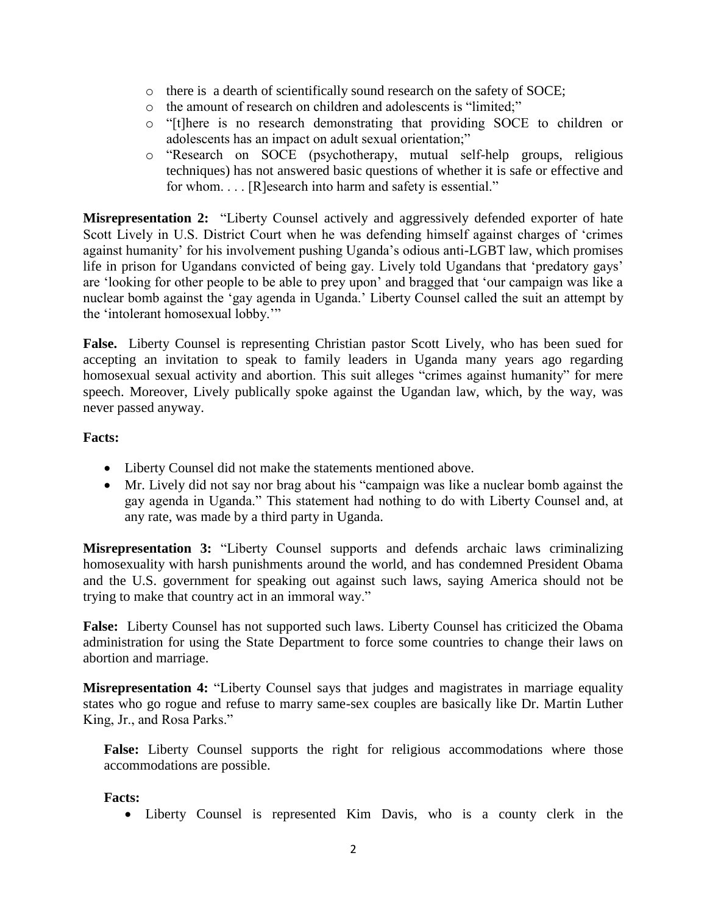- there is a dearth of scientifically sound research on the safety of SOCE;
- the amount of research on children and adolescents is "limited;"
- "[t]here is no research demonstrating that providing SOCE to children or adolescents has an impact on adult sexual orientation;"
- "Research on SOCE (psychotherapy, mutual self-help groups, religious techniques) has not answered basic questions of whether it is safe or effective and for whom. . . . [R]esearch into harm and safety is essential."

**Misrepresentation 2:** "Liberty Counsel actively and aggressively defended exporter of hate Scott Lively in U.S. District Court when he was defending himself against charges of 'crimes against humanity' for his involvement pushing Uganda's odious anti-LGBT law, which promises life in prison for Ugandans convicted of being gay. Lively told Ugandans that 'predatory gays' are 'looking for other people to be able to prey upon' and bragged that 'our campaign was like a nuclear bomb against the 'gay agenda in Uganda.' Liberty Counsel called the suit an attempt by the 'intolerant homosexual lobby.'"

**False.** Liberty Counsel is representing Christian pastor Scott Lively, who has been sued for accepting an invitation to speak to family leaders in Uganda many years ago regarding homosexual sexual activity and abortion. This suit alleges "crimes against humanity" for mere speech. Moreover, Lively publically spoke against the Ugandan law, which, by the way, was never passed anyway.

**Facts:**

- Liberty Counsel did not make the statements mentioned above.
- Mr. Lively did not say nor brag about his "campaign was like a nuclear bomb against the gay agenda in Uganda." This statement had nothing to do with Liberty Counsel and, at any rate, was made by a third party in Uganda.

**Misrepresentation 3:** "Liberty Counsel supports and defends archaic laws criminalizing homosexuality with harsh punishments around the world, and has condemned President Obama and the U.S. government for speaking out against such laws, saying America should not be trying to make that country act in an immoral way."

**False:** Liberty Counsel has not supported such laws. Liberty Counsel has criticized the Obama administration for using the State Department to force some countries to change their laws on abortion and marriage.

**Misrepresentation 4:** "Liberty Counsel says that judges and magistrates in marriage equality states who go rogue and refuse to marry same-sex couples are basically like Dr. Martin Luther King, Jr., and Rosa Parks."

**False:** Liberty Counsel supports the right for religious accommodations where those accommodations are possible.

**Facts:**

- Liberty Counsel is represented Kim Davis, who is a county clerk in the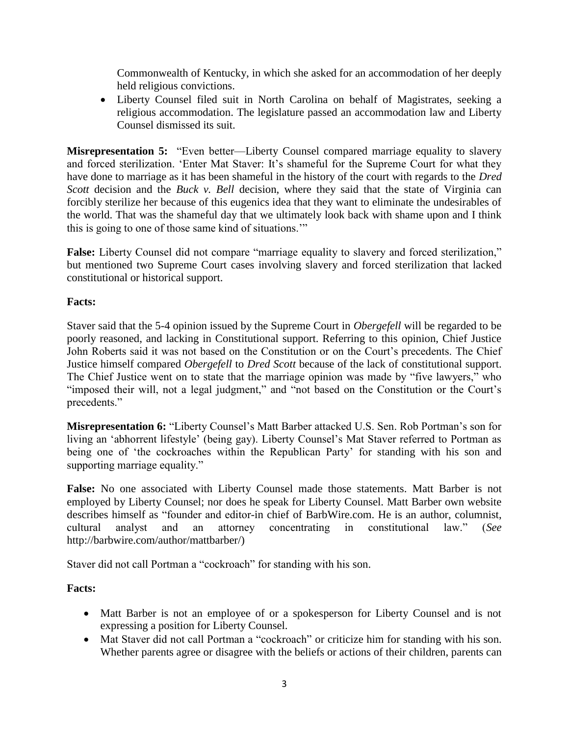Commonwealth of Kentucky, in which she asked for an accommodation of her deeply held religious convictions.

- Liberty Counsel filed suit in North Carolina on behalf of Magistrates, seeking a religious accommodation. The legislature passed an accommodation law and Liberty Counsel dismissed its suit.

**Misrepresentation 5:** "Even better—Liberty Counsel compared marriage equality to slavery and forced sterilization. 'Enter Mat Staver: It's shameful for the Supreme Court for what they have done to marriage as it has been shameful in the history of the court with regards to the *Dred Scott* decision and the *Buck v. Bell* decision, where they said that the state of Virginia can forcibly sterilize her because of this eugenics idea that they want to eliminate the undesirables of the world. That was the shameful day that we ultimately look back with shame upon and I think this is going to one of those same kind of situations.'"

**False:** Liberty Counsel did not compare "marriage equality to slavery and forced sterilization," but mentioned two Supreme Court cases involving slavery and forced sterilization that lacked constitutional or historical support.

**Facts:**

Staver said that the 5-4 opinion issued by the Supreme Court in *Obergefell* will be regarded to be poorly reasoned, and lacking in Constitutional support. Referring to this opinion, Chief Justice John Roberts said it was not based on the Constitution or on the Court's precedents. The Chief Justice himself compared *Obergefell* to *Dred Scott* because of the lack of constitutional support. The Chief Justice went on to state that the marriage opinion was made by "five lawyers," who "imposed their will, not a legal judgment," and "not based on the Constitution or the Court's precedents."

**Misrepresentation 6:** "Liberty Counsel's Matt Barber attacked U.S. Sen. Rob Portman's son for living an 'abhorrent lifestyle' (being gay). Liberty Counsel's Mat Staver referred to Portman as being one of 'the cockroaches within the Republican Party' for standing with his son and supporting marriage equality."

**False:** No one associated with Liberty Counsel made those statements. Matt Barber is not employed by Liberty Counsel; nor does he speak for Liberty Counsel. Matt Barber own website describes himself as "founder and editor-in chief of BarbWire.com. He is an author, columnist, cultural analyst and an attorney concentrating in constitutional law." (*See* http://barbwire.com/author/mattbarber/)

Staver did not call Portman a "cockroach" for standing with his son.

**Facts:**

- Matt Barber is not an employee of or a spokesperson for Liberty Counsel and is not expressing a position for Liberty Counsel.
- Mat Staver did not call Portman a "cockroach" or criticize him for standing with his son. Whether parents agree or disagree with the beliefs or actions of their children, parents can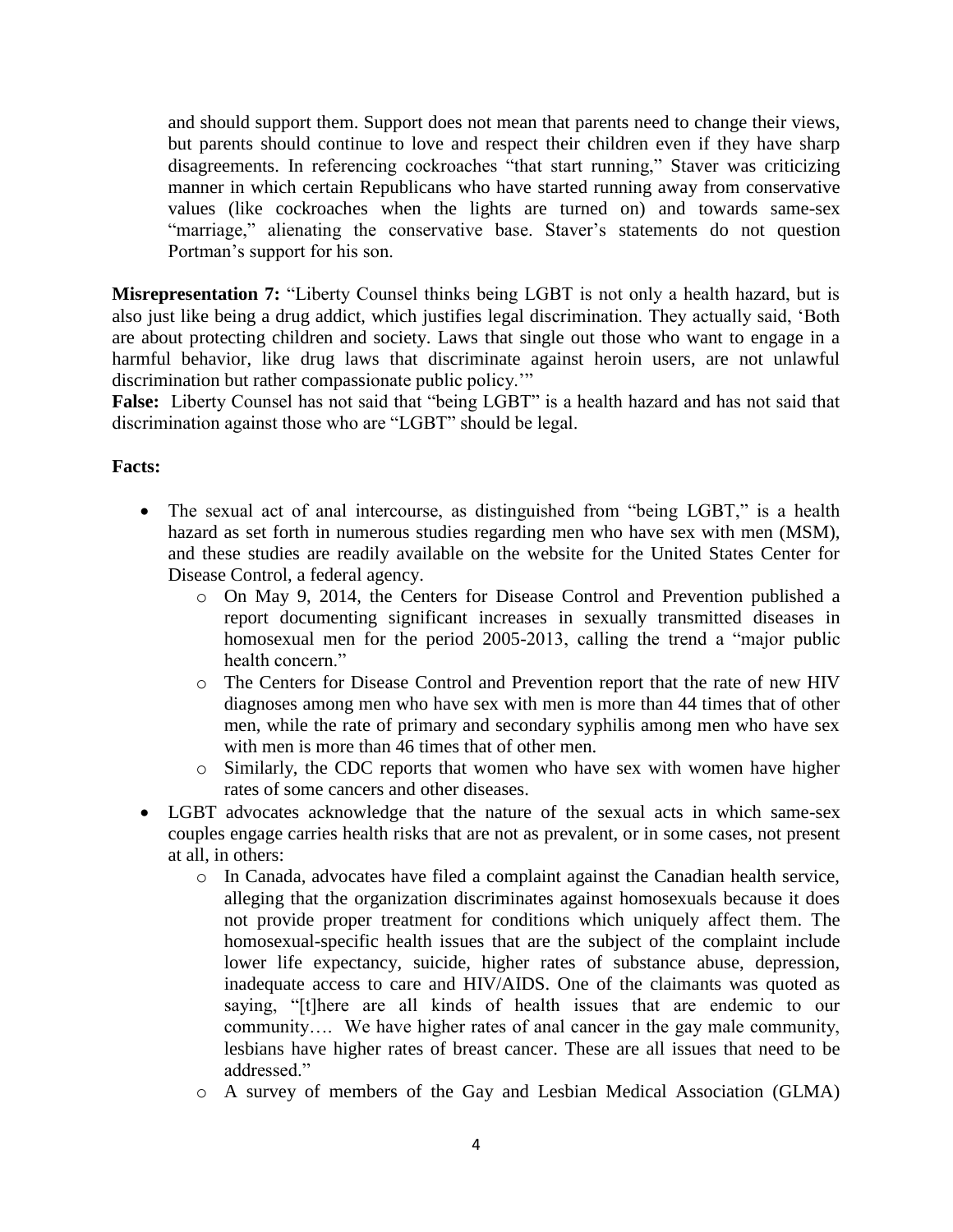and should support them. Support does not mean that parents need to change their views, but parents should continue to love and respect their children even if they have sharp disagreements. In referencing cockroaches "that start running," Staver was criticizing manner in which certain Republicans who have started running away from conservative values (like cockroaches when the lights are turned on) and towards same-sex "marriage," alienating the conservative base. Staver's statements do not question Portman's support for his son.

**Misrepresentation 7:** "Liberty Counsel thinks being LGBT is not only a health hazard, but is also just like being a drug addict, which justifies legal discrimination. They actually said, 'Both are about protecting children and society. Laws that single out those who want to engage in a harmful behavior, like drug laws that discriminate against heroin users, are not unlawful discrimination but rather compassionate public policy.'"

**False:** Liberty Counsel has not said that "being LGBT" is a health hazard and has not said that discrimination against those who are "LGBT" should be legal.

**Facts:**

- The sexual act of anal intercourse, as distinguished from "being LGBT," is a health hazard as set forth in numerous studies regarding men who have sex with men (MSM), and these studies are readily available on the website for the United States Center for Disease Control, a federal agency.
    - On May 9, 2014, the Centers for Disease Control and Prevention published a report documenting significant increases in sexually transmitted diseases in homosexual men for the period 2005-2013, calling the trend a "major public health concern."
    - The Centers for Disease Control and Prevention report that the rate of new HIV diagnoses among men who have sex with men is more than 44 times that of other men, while the rate of primary and secondary syphilis among men who have sex with men is more than 46 times that of other men.
    - Similarly, the CDC reports that women who have sex with women have higher rates of some cancers and other diseases.
- LGBT advocates acknowledge that the nature of the sexual acts in which same-sex couples engage carries health risks that are not as prevalent, or in some cases, not present at all, in others:
    - In Canada, advocates have filed a complaint against the Canadian health service, alleging that the organization discriminates against homosexuals because it does not provide proper treatment for conditions which uniquely affect them. The homosexual-specific health issues that are the subject of the complaint include lower life expectancy, suicide, higher rates of substance abuse, depression, inadequate access to care and HIV/AIDS. One of the claimants was quoted as saying, "[t]here are all kinds of health issues that are endemic to our community…. We have higher rates of anal cancer in the gay male community, lesbians have higher rates of breast cancer. These are all issues that need to be addressed."
    - A survey of members of the Gay and Lesbian Medical Association (GLMA)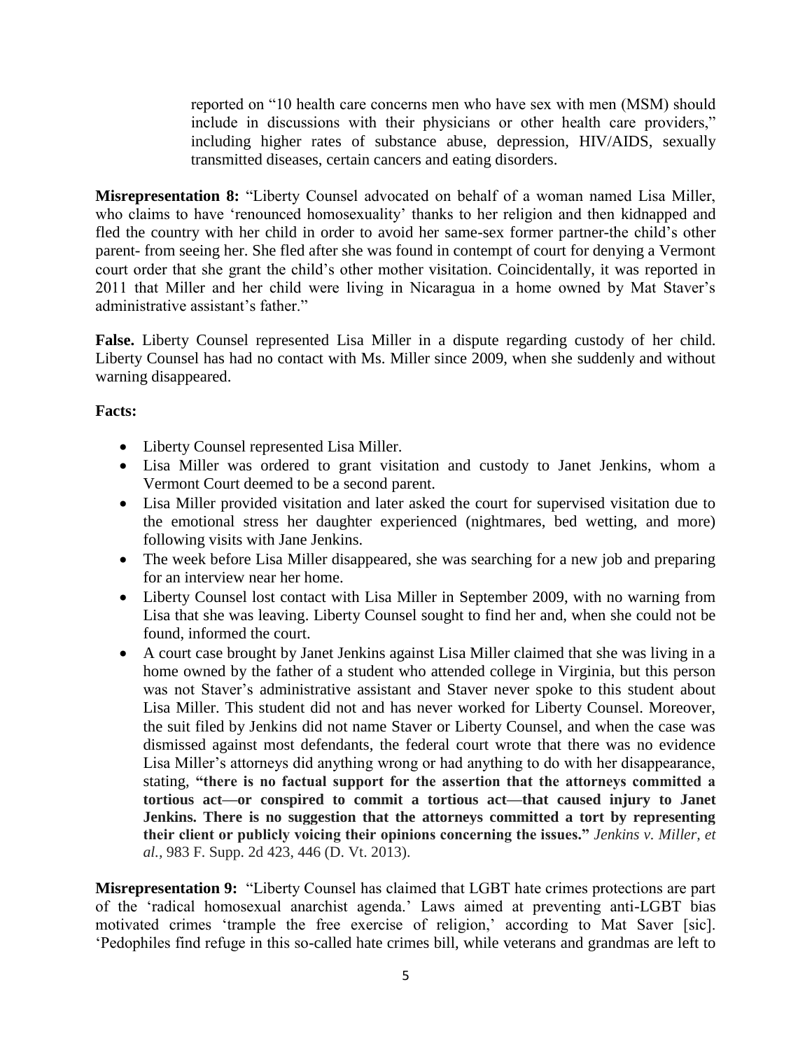reported on "10 health care concerns men who have sex with men (MSM) should include in discussions with their physicians or other health care providers," including higher rates of substance abuse, depression, HIV/AIDS, sexually transmitted diseases, certain cancers and eating disorders.

**Misrepresentation 8:** "Liberty Counsel advocated on behalf of a woman named Lisa Miller, who claims to have 'renounced homosexuality' thanks to her religion and then kidnapped and fled the country with her child in order to avoid her same-sex former partner-the child's other parent- from seeing her. She fled after she was found in contempt of court for denying a Vermont court order that she grant the child's other mother visitation. Coincidentally, it was reported in 2011 that Miller and her child were living in Nicaragua in a home owned by Mat Staver's administrative assistant's father."

**False.** Liberty Counsel represented Lisa Miller in a dispute regarding custody of her child. Liberty Counsel has had no contact with Ms. Miller since 2009, when she suddenly and without warning disappeared.

**Facts:**

- Liberty Counsel represented Lisa Miller.
- Lisa Miller was ordered to grant visitation and custody to Janet Jenkins, whom a Vermont Court deemed to be a second parent.
- Lisa Miller provided visitation and later asked the court for supervised visitation due to the emotional stress her daughter experienced (nightmares, bed wetting, and more) following visits with Jane Jenkins.
- The week before Lisa Miller disappeared, she was searching for a new job and preparing for an interview near her home.
- Liberty Counsel lost contact with Lisa Miller in September 2009, with no warning from Lisa that she was leaving. Liberty Counsel sought to find her and, when she could not be found, informed the court.
- A court case brought by Janet Jenkins against Lisa Miller claimed that she was living in a home owned by the father of a student who attended college in Virginia, but this person was not Staver's administrative assistant and Staver never spoke to this student about Lisa Miller. This student did not and has never worked for Liberty Counsel. Moreover, the suit filed by Jenkins did not name Staver or Liberty Counsel, and when the case was dismissed against most defendants, the federal court wrote that there was no evidence Lisa Miller's attorneys did anything wrong or had anything to do with her disappearance, stating, **"there is no factual support for the assertion that the attorneys committed a tortious act—or conspired to commit a tortious act—that caused injury to Janet Jenkins. There is no suggestion that the attorneys committed a tort by representing their client or publicly voicing their opinions concerning the issues."** *Jenkins v. Miller, et al.*, 983 F. Supp. 2d 423, 446 (D. Vt. 2013).

**Misrepresentation 9:** "Liberty Counsel has claimed that LGBT hate crimes protections are part of the 'radical homosexual anarchist agenda.' Laws aimed at preventing anti-LGBT bias motivated crimes 'trample the free exercise of religion,' according to Mat Saver [sic]. 'Pedophiles find refuge in this so-called hate crimes bill, while veterans and grandmas are left to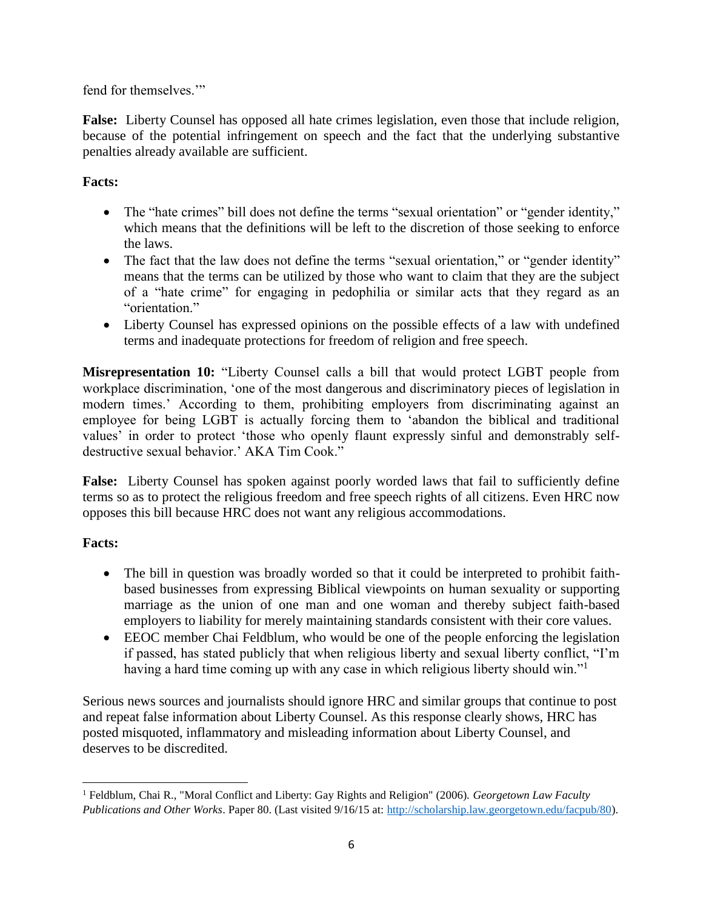fend for themselves.'"

**False:** Liberty Counsel has opposed all hate crimes legislation, even those that include religion, because of the potential infringement on speech and the fact that the underlying substantive penalties already available are sufficient.

**Facts:**

- The "hate crimes" bill does not define the terms "sexual orientation" or "gender identity," which means that the definitions will be left to the discretion of those seeking to enforce the laws.
- The fact that the law does not define the terms "sexual orientation," or "gender identity" means that the terms can be utilized by those who want to claim that they are the subject of a "hate crime" for engaging in pedophilia or similar acts that they regard as an "orientation."
- Liberty Counsel has expressed opinions on the possible effects of a law with undefined terms and inadequate protections for freedom of religion and free speech.

**Misrepresentation 10:** "Liberty Counsel calls a bill that would protect LGBT people from workplace discrimination, 'one of the most dangerous and discriminatory pieces of legislation in modern times.' According to them, prohibiting employers from discriminating against an employee for being LGBT is actually forcing them to 'abandon the biblical and traditional values' in order to protect 'those who openly flaunt expressly sinful and demonstrably self-destructive sexual behavior.' AKA Tim Cook."

**False:** Liberty Counsel has spoken against poorly worded laws that fail to sufficiently define terms so as to protect the religious freedom and free speech rights of all citizens. Even HRC now opposes this bill because HRC does not want any religious accommodations.

**Facts:**

- The bill in question was broadly worded so that it could be interpreted to prohibit faith-based businesses from expressing Biblical viewpoints on human sexuality or supporting marriage as the union of one man and one woman and thereby subject faith-based employers to liability for merely maintaining standards consistent with their core values.
- EEOC member Chai Feldblum, who would be one of the people enforcing the legislation if passed, has stated publicly that when religious liberty and sexual liberty conflict, "I'm having a hard time coming up with any case in which religious liberty should win."[1]

Serious news sources and journalists should ignore HRC and similar groups that continue to post and repeat false information about Liberty Counsel. As this response clearly shows, HRC has posted misquoted, inflammatory and misleading information about Liberty Counsel, and deserves to be discredited.

[1] Feldblum, Chai R., "Moral Conflict and Liberty: Gay Rights and Religion" (2006). *Georgetown Law Faculty Publications and Other Works*. Paper 80. (Last visited 9/16/15 at: http://scholarship.law.georgetown.edu/facpub/80).